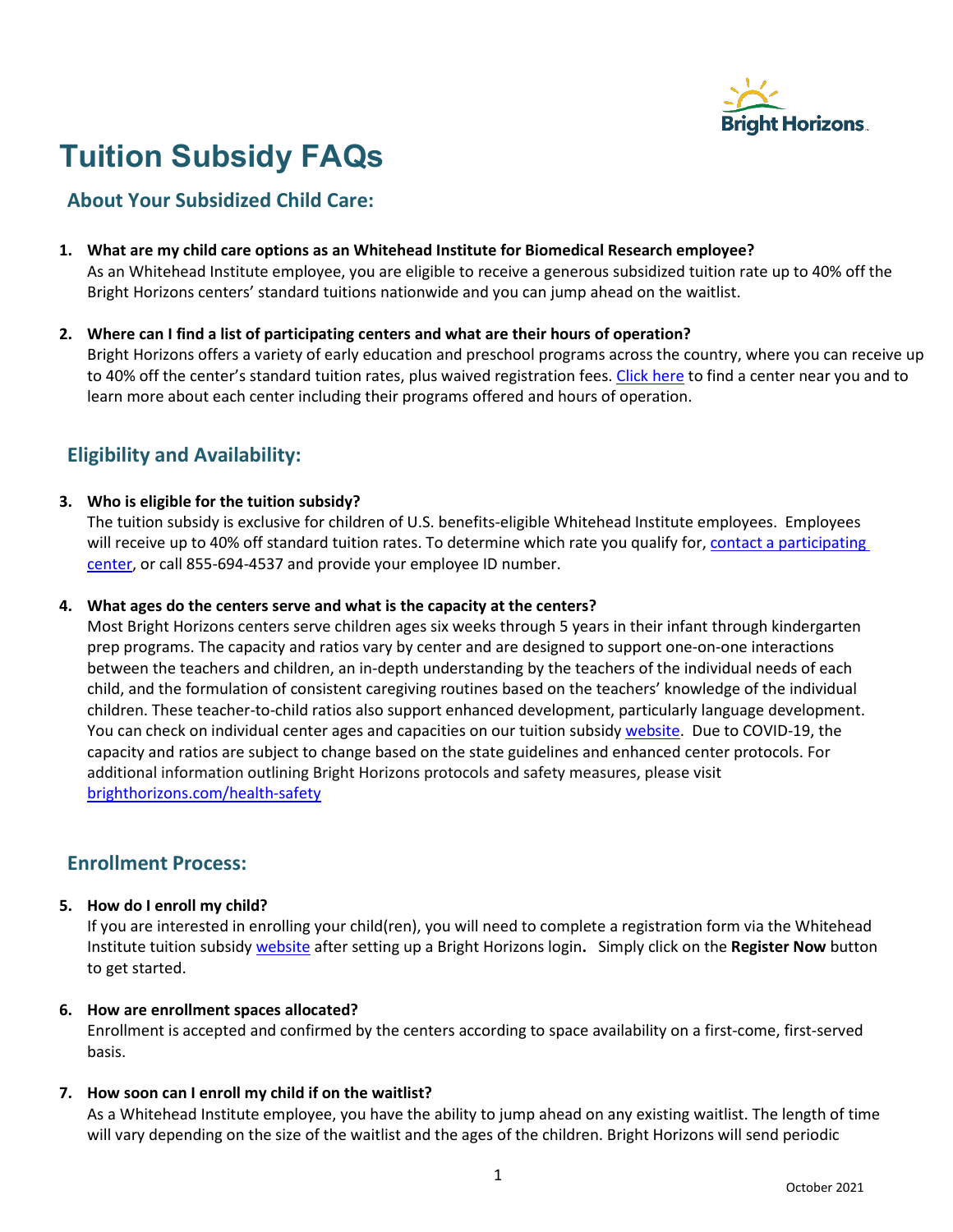# Tuition Subsidy FAQs

## About Your Subsidized Child Care:

1. **What are my child care options as an Whitehead Institute for Biomedical Research employee?**
   As an Whitehead Institute employee, you are eligible to receive a generous subsidized tuition rate up to 40% off the Bright Horizons centers' standard tuitions nationwide and you can jump ahead on the waitlist.

2. **Where can I find a list of participating centers and what are their hours of operation?**
   Bright Horizons offers a variety of early education and preschool programs across the country, where you can receive up to 40% off the center's standard tuition rates, plus waived registration fees. Click here to find a center near you and to learn more about each center including their programs offered and hours of operation.

## Eligibility and Availability:

3. **Who is eligible for the tuition subsidy?**
   The tuition subsidy is exclusive for children of U.S. benefits-eligible Whitehead Institute employees. Employees will receive up to 40% off standard tuition rates. To determine which rate you qualify for, contact a participating center, or call 855-694-4537 and provide your employee ID number.

4. **What ages do the centers serve and what is the capacity at the centers?**
   Most Bright Horizons centers serve children ages six weeks through 5 years in their infant through kindergarten prep programs. The capacity and ratios vary by center and are designed to support one-on-one interactions between the teachers and children, an in-depth understanding by the teachers of the individual needs of each child, and the formulation of consistent caregiving routines based on the teachers' knowledge of the individual children. These teacher-to-child ratios also support enhanced development, particularly language development. You can check on individual center ages and capacities on our tuition subsidy website. Due to COVID-19, the capacity and ratios are subject to change based on the state guidelines and enhanced center protocols. For additional information outlining Bright Horizons protocols and safety measures, please visit brighthorizons.com/health-safety

## Enrollment Process:

5. **How do I enroll my child?**
   If you are interested in enrolling your child(ren), you will need to complete a registration form via the Whitehead Institute tuition subsidy website after setting up a Bright Horizons login**.** Simply click on the **Register Now** button to get started.

6. **How are enrollment spaces allocated?**
   Enrollment is accepted and confirmed by the centers according to space availability on a first-come, first-served basis.

7. **How soon can I enroll my child if on the waitlist?**
   As a Whitehead Institute employee, you have the ability to jump ahead on any existing waitlist. The length of time will vary depending on the size of the waitlist and the ages of the children. Bright Horizons will send periodic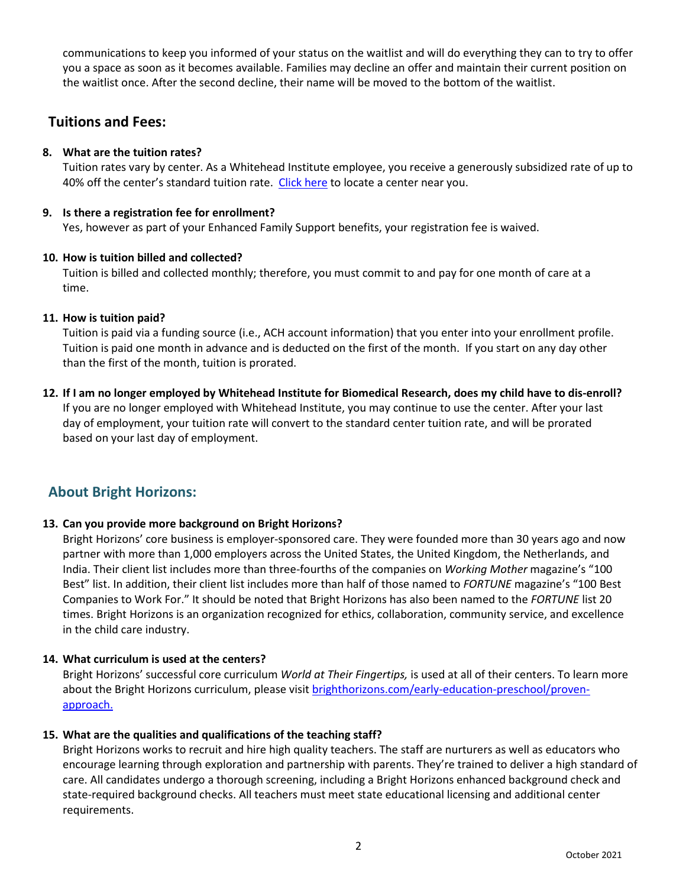communications to keep you informed of your status on the waitlist and will do everything they can to try to offer you a space as soon as it becomes available. Families may decline an offer and maintain their current position on the waitlist once. After the second decline, their name will be moved to the bottom of the waitlist.

## Tuitions and Fees:

8. **What are the tuition rates?**
   Tuition rates vary by center. As a Whitehead Institute employee, you receive a generously subsidized rate of up to 40% off the center's standard tuition rate. [Click here]() to locate a center near you.

9. **Is there a registration fee for enrollment?**
   Yes, however as part of your Enhanced Family Support benefits, your registration fee is waived.

10. **How is tuition billed and collected?**
    Tuition is billed and collected monthly; therefore, you must commit to and pay for one month of care at a time.

11. **How is tuition paid?**
    Tuition is paid via a funding source (i.e., ACH account information) that you enter into your enrollment profile. Tuition is paid one month in advance and is deducted on the first of the month. If you start on any day other than the first of the month, tuition is prorated.

12. **If I am no longer employed by Whitehead Institute for Biomedical Research, does my child have to dis-enroll?**
    If you are no longer employed with Whitehead Institute, you may continue to use the center. After your last day of employment, your tuition rate will convert to the standard center tuition rate, and will be prorated based on your last day of employment.

## About Bright Horizons:

13. **Can you provide more background on Bright Horizons?**
    Bright Horizons' core business is employer-sponsored care. They were founded more than 30 years ago and now partner with more than 1,000 employers across the United States, the United Kingdom, the Netherlands, and India. Their client list includes more than three-fourths of the companies on *Working Mother* magazine's "100 Best" list. In addition, their client list includes more than half of those named to *FORTUNE* magazine's "100 Best Companies to Work For." It should be noted that Bright Horizons has also been named to the *FORTUNE* list 20 times. Bright Horizons is an organization recognized for ethics, collaboration, community service, and excellence in the child care industry.

14. **What curriculum is used at the centers?**
    Bright Horizons' successful core curriculum *World at Their Fingertips,* is used at all of their centers. To learn more about the Bright Horizons curriculum, please visit [brighthorizons.com/early-education-preschool/proven-approach.](brighthorizons.com/early-education-preschool/proven-approach)

15. **What are the qualities and qualifications of the teaching staff?**
    Bright Horizons works to recruit and hire high quality teachers. The staff are nurturers as well as educators who encourage learning through exploration and partnership with parents. They're trained to deliver a high standard of care. All candidates undergo a thorough screening, including a Bright Horizons enhanced background check and state-required background checks. All teachers must meet state educational licensing and additional center requirements.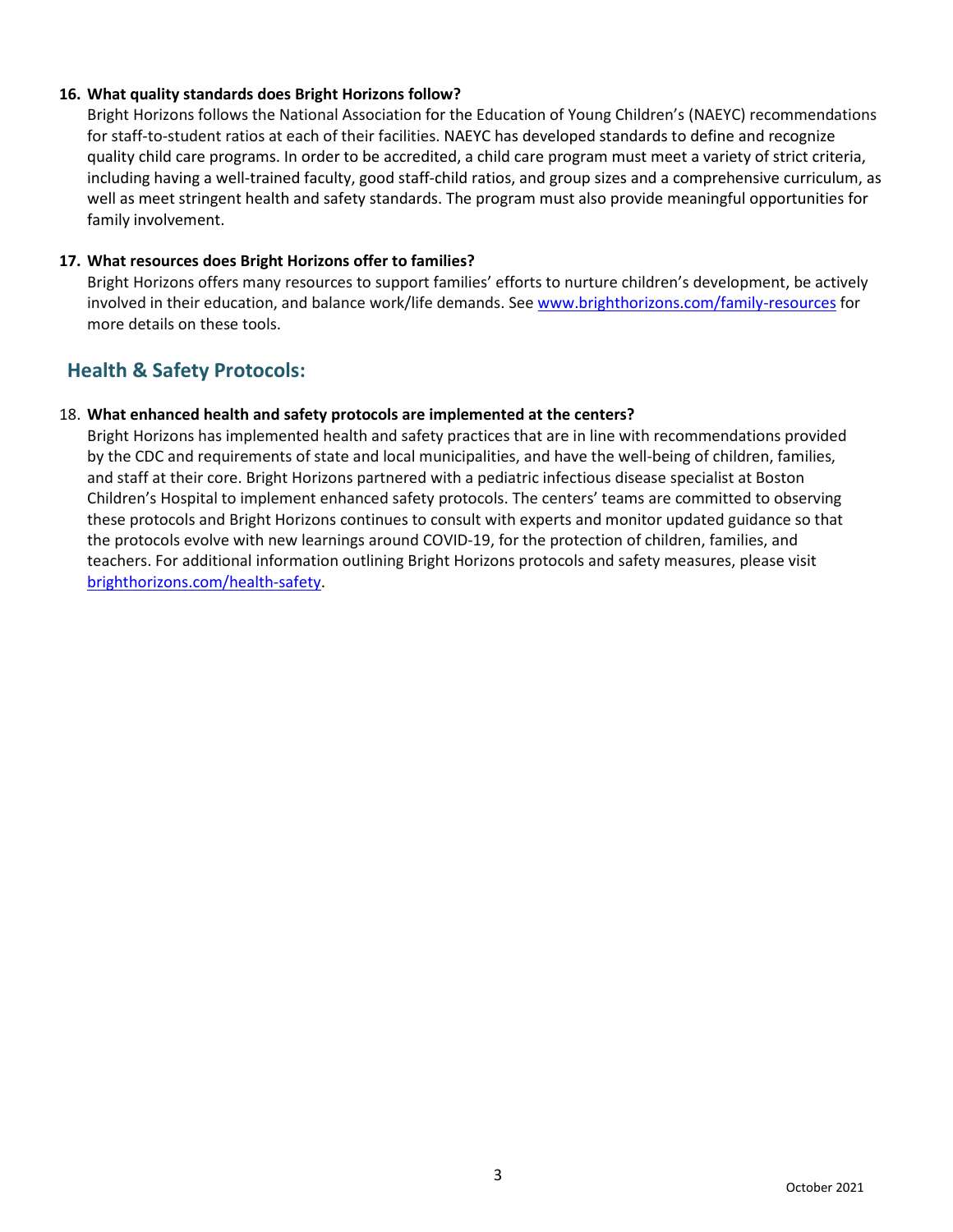**16. What quality standards does Bright Horizons follow?**

Bright Horizons follows the National Association for the Education of Young Children's (NAEYC) recommendations for staff-to-student ratios at each of their facilities. NAEYC has developed standards to define and recognize quality child care programs. In order to be accredited, a child care program must meet a variety of strict criteria, including having a well-trained faculty, good staff-child ratios, and group sizes and a comprehensive curriculum, as well as meet stringent health and safety standards. The program must also provide meaningful opportunities for family involvement.

**17. What resources does Bright Horizons offer to families?**

Bright Horizons offers many resources to support families' efforts to nurture children's development, be actively involved in their education, and balance work/life demands. See [www.brighthorizons.com/family-resources](http://www.brighthorizons.com/family-resources) for more details on these tools.

## Health & Safety Protocols:

18. **What enhanced health and safety protocols are implemented at the centers?**

Bright Horizons has implemented health and safety practices that are in line with recommendations provided by the CDC and requirements of state and local municipalities, and have the well-being of children, families, and staff at their core. Bright Horizons partnered with a pediatric infectious disease specialist at Boston Children's Hospital to implement enhanced safety protocols. The centers' teams are committed to observing these protocols and Bright Horizons continues to consult with experts and monitor updated guidance so that the protocols evolve with new learnings around COVID-19, for the protection of children, families, and teachers. For additional information outlining Bright Horizons protocols and safety measures, please visit [brighthorizons.com/health-safety](http://brighthorizons.com/health-safety).